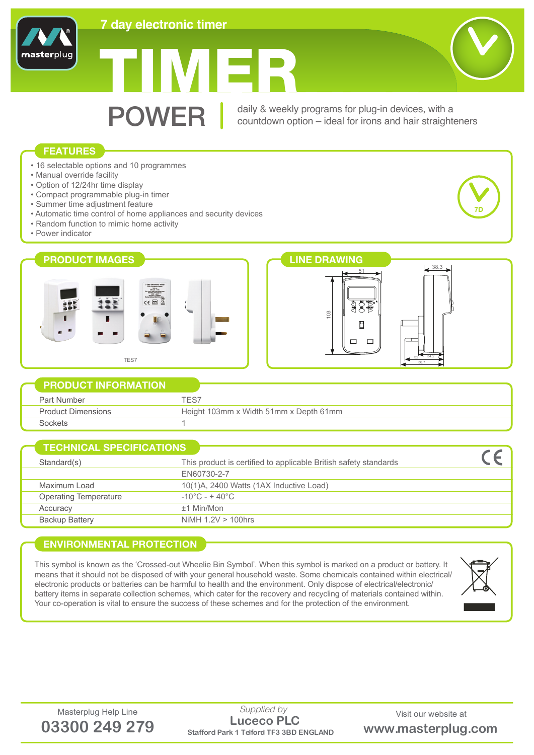# 7 day electronic timer

# TIMER

## POWER

daily & weekly programs for plug-in devices, with a countdown option – ideal for irons and hair straighteners

## FEATURES

- 16 selectable options and 10 programmes
- Manual override facility
- Option of 12/24hr time display
- Compact programmable plug-in timer
- Summer time adjustment feature
- Automatic time control of home appliances and security devices
- Random function to mimic home activity
- Power indicator

## PRODUCT IMAGES

TES7

## LINE DRAWING

## PRODUCT INFORMATION

| | |
|---|---|
| Part Number | TES7 |
| Product Dimensions | Height 103mm x Width 51mm x Depth 61mm |
| Sockets | 1 |

## TECHNICAL SPECIFICATIONS

| | |
|---|---|
| Standard(s) | This product is certified to applicable British safety standards |
| | EN60730-2-7 |
| Maximum Load | 10(1)A, 2400 Watts (1AX Inductive Load) |
| Operating Temperature | -10°C - + 40°C |
| Accuracy | ±1 Min/Mon |
| Backup Battery | NiMH 1.2V > 100hrs |

## ENVIRONMENTAL PROTECTION

This symbol is known as the 'Crossed-out Wheelie Bin Symbol'. When this symbol is marked on a product or battery. It means that it should not be disposed of with your general household waste. Some chemicals contained within electrical/electronic products or batteries can be harmful to health and the environment. Only dispose of electrical/electronic/battery items in separate collection schemes, which cater for the recovery and recycling of materials contained within. Your co-operation is vital to ensure the success of these schemes and for the protection of the environment.

Masterplug Help Line
**03300 249 279**

*Supplied by*
**Luceco PLC**
Stafford Park 1 Telford TF3 3BD ENGLAND

Visit our website at
**www.masterplug.com**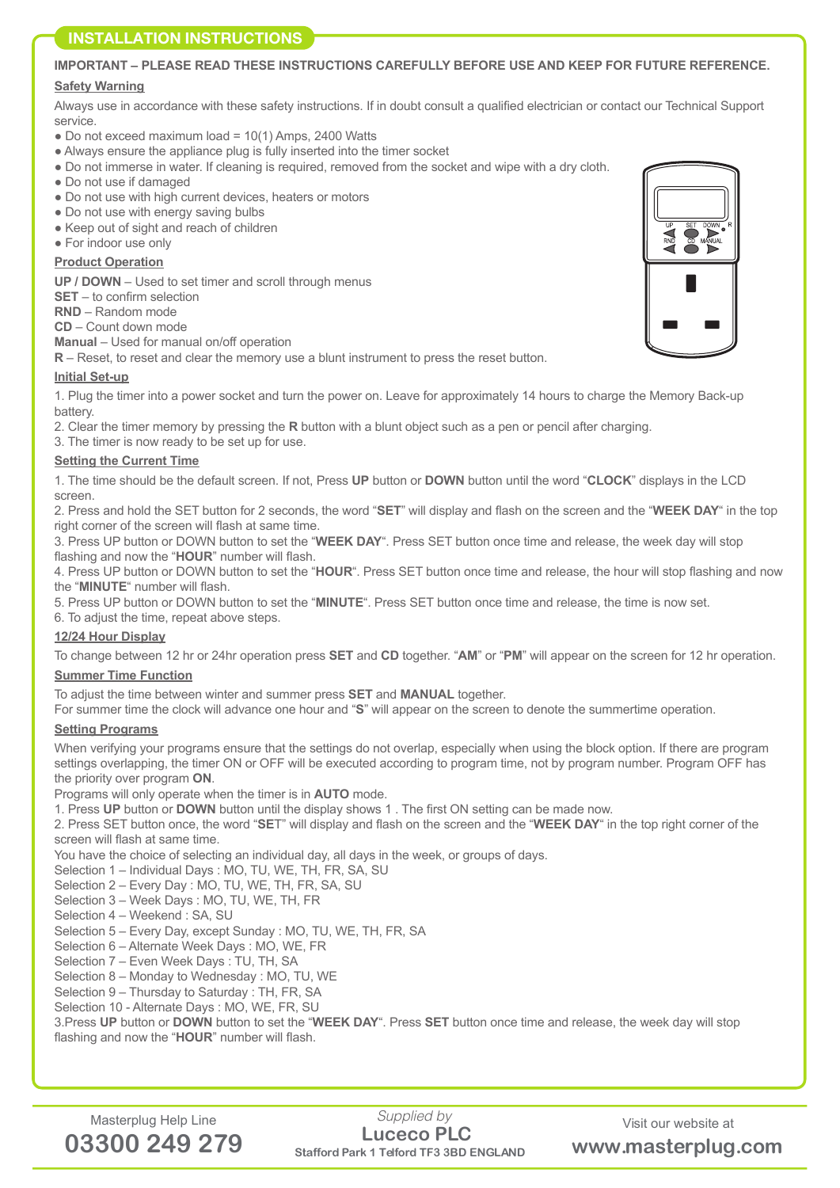## INSTALLATION INSTRUCTIONS

**IMPORTANT – PLEASE READ THESE INSTRUCTIONS CAREFULLY BEFORE USE AND KEEP FOR FUTURE REFERENCE.**

### Safety Warning

Always use in accordance with these safety instructions. If in doubt consult a qualified electrician or contact our Technical Support service.

- Do not exceed maximum load = 10(1) Amps, 2400 Watts
- Always ensure the appliance plug is fully inserted into the timer socket
- Do not immerse in water. If cleaning is required, removed from the socket and wipe with a dry cloth.
- Do not use if damaged
- Do not use with high current devices, heaters or motors
- Do not use with energy saving bulbs
- Keep out of sight and reach of children
- For indoor use only

### Product Operation

**UP / DOWN** – Used to set timer and scroll through menus
**SET** – to confirm selection
**RND** – Random mode
**CD** – Count down mode
**Manual** – Used for manual on/off operation
**R** – Reset, to reset and clear the memory use a blunt instrument to press the reset button.

### Initial Set-up

1. Plug the timer into a power socket and turn the power on. Leave for approximately 14 hours to charge the Memory Back-up battery.
2. Clear the timer memory by pressing the **R** button with a blunt object such as a pen or pencil after charging.
3. The timer is now ready to be set up for use.

### Setting the Current Time

1. The time should be the default screen. If not, Press **UP** button or **DOWN** button until the word "**CLOCK**" displays in the LCD screen.
2. Press and hold the SET button for 2 seconds, the word "**SET**" will display and flash on the screen and the "**WEEK DAY**" in the top right corner of the screen will flash at same time.
3. Press UP button or DOWN button to set the "**WEEK DAY**". Press SET button once time and release, the week day will stop flashing and now the "**HOUR**" number will flash.
4. Press UP button or DOWN button to set the "**HOUR**". Press SET button once time and release, the hour will stop flashing and now the "**MINUTE**" number will flash.
5. Press UP button or DOWN button to set the "**MINUTE**". Press SET button once time and release, the time is now set.
6. To adjust the time, repeat above steps.

### 12/24 Hour Display

To change between 12 hr or 24hr operation press **SET** and **CD** together. "**AM**" or "**PM**" will appear on the screen for 12 hr operation.

### Summer Time Function

To adjust the time between winter and summer press **SET** and **MANUAL** together.
For summer time the clock will advance one hour and "**S**" will appear on the screen to denote the summertime operation.

### Setting Programs

When verifying your programs ensure that the settings do not overlap, especially when using the block option. If there are program settings overlapping, the timer ON or OFF will be executed according to program time, not by program number. Program OFF has the priority over program **ON**.
Programs will only operate when the timer is in **AUTO** mode.

1. Press **UP** button or **DOWN** button until the display shows 1 . The first ON setting can be made now.
2. Press SET button once, the word "**SET**" will display and flash on the screen and the "**WEEK DAY**" in the top right corner of the screen will flash at same time.

You have the choice of selecting an individual day, all days in the week, or groups of days.
Selection 1 – Individual Days : MO, TU, WE, TH, FR, SA, SU
Selection 2 – Every Day : MO, TU, WE, TH, FR, SA, SU
Selection 3 – Week Days : MO, TU, WE, TH, FR
Selection 4 – Weekend : SA, SU
Selection 5 – Every Day, except Sunday : MO, TU, WE, TH, FR, SA
Selection 6 – Alternate Week Days : MO, WE, FR
Selection 7 – Even Week Days : TU, TH, SA
Selection 8 – Monday to Wednesday : MO, TU, WE
Selection 9 – Thursday to Saturday : TH, FR, SA
Selection 10 - Alternate Days : MO, WE, FR, SU

3. Press **UP** button or **DOWN** button to set the "**WEEK DAY**". Press **SET** button once time and release, the week day will stop flashing and now the "**HOUR**" number will flash.

Masterplug Help Line
**03300 249 279**

*Supplied by*
**Luceco PLC**
Stafford Park 1 Telford TF3 3BD ENGLAND

Visit our website at
**www.masterplug.com**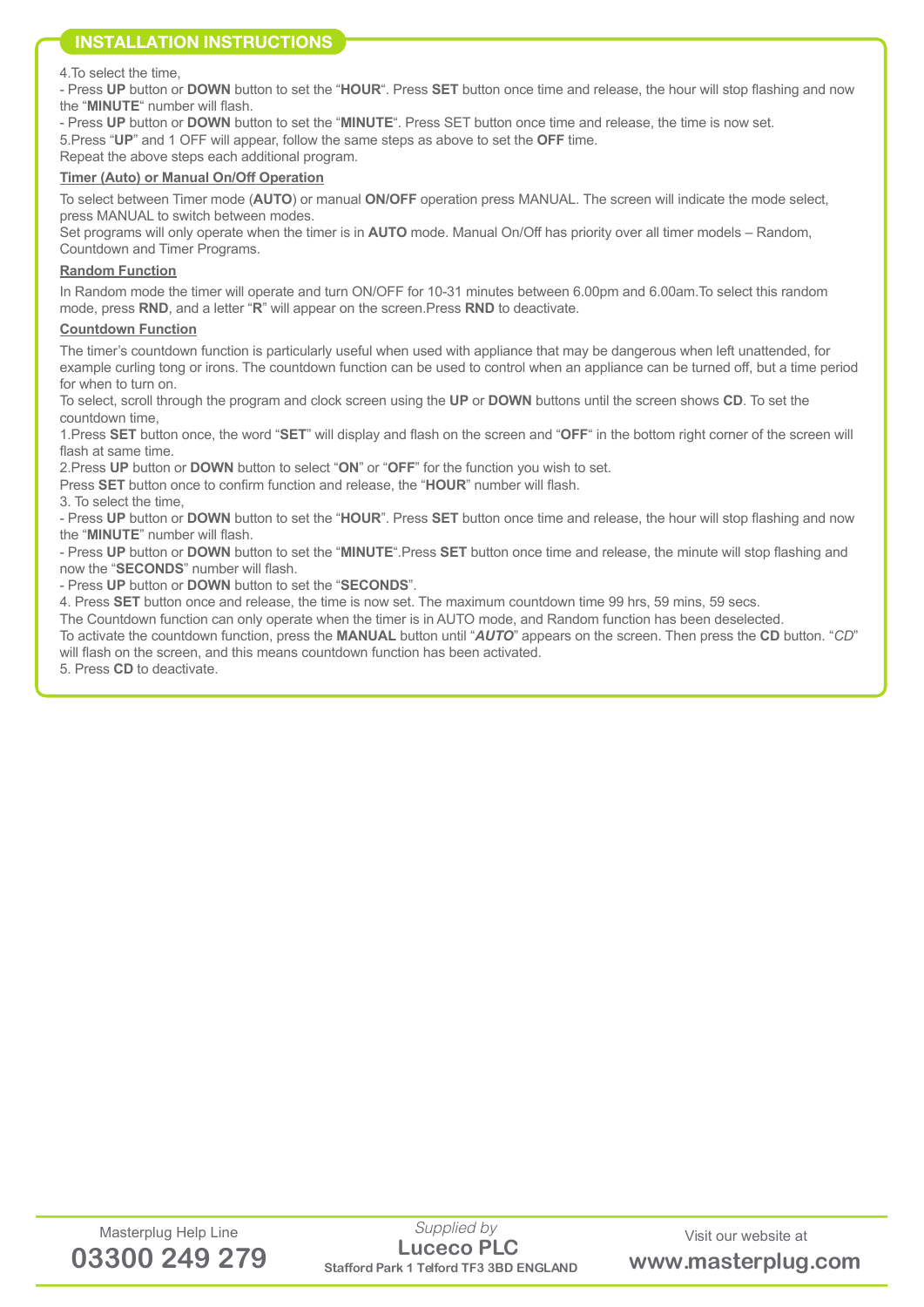## INSTALLATION INSTRUCTIONS

4.To select the time,
- Press **UP** button or **DOWN** button to set the "**HOUR**". Press **SET** button once time and release, the hour will stop flashing and now the "**MINUTE**" number will flash.
- Press **UP** button or **DOWN** button to set the "**MINUTE**". Press SET button once time and release, the time is now set.

5.Press "**UP**" and 1 OFF will appear, follow the same steps as above to set the **OFF** time.
Repeat the above steps each additional program.

**Timer (Auto) or Manual On/Off Operation**

To select between Timer mode (**AUTO**) or manual **ON/OFF** operation press MANUAL. The screen will indicate the mode select, press MANUAL to switch between modes.
Set programs will only operate when the timer is in **AUTO** mode. Manual On/Off has priority over all timer models – Random, Countdown and Timer Programs.

**Random Function**

In Random mode the timer will operate and turn ON/OFF for 10-31 minutes between 6.00pm and 6.00am.To select this random mode, press **RND**, and a letter "**R**" will appear on the screen.Press **RND** to deactivate.

**Countdown Function**

The timer's countdown function is particularly useful when used with appliance that may be dangerous when left unattended, for example curling tong or irons. The countdown function can be used to control when an appliance can be turned off, but a time period for when to turn on.
To select, scroll through the program and clock screen using the **UP** or **DOWN** buttons until the screen shows **CD**. To set the countdown time,

1.Press **SET** button once, the word "**SET**" will display and flash on the screen and "**OFF**" in the bottom right corner of the screen will flash at same time.

2.Press **UP** button or **DOWN** button to select "**ON**" or "**OFF**" for the function you wish to set.
Press **SET** button once to confirm function and release, the "**HOUR**" number will flash.

3. To select the time,
- Press **UP** button or **DOWN** button to set the "**HOUR**". Press **SET** button once time and release, the hour will stop flashing and now the "**MINUTE**" number will flash.
- Press **UP** button or **DOWN** button to set the "**MINUTE**".Press **SET** button once time and release, the minute will stop flashing and now the "**SECONDS**" number will flash.
- Press **UP** button or **DOWN** button to set the "**SECONDS**".

4. Press **SET** button once and release, the time is now set. The maximum countdown time 99 hrs, 59 mins, 59 secs.
The Countdown function can only operate when the timer is in AUTO mode, and Random function has been deselected.
To activate the countdown function, press the **MANUAL** button until "***AUTO***" appears on the screen. Then press the **CD** button. "*CD*" will flash on the screen, and this means countdown function has been activated.

5. Press **CD** to deactivate.

Masterplug Help Line
**03300 249 279**

*Supplied by*
**Luceco PLC**
**Stafford Park 1 Telford TF3 3BD ENGLAND**

Visit our website at
**www.masterplug.com**